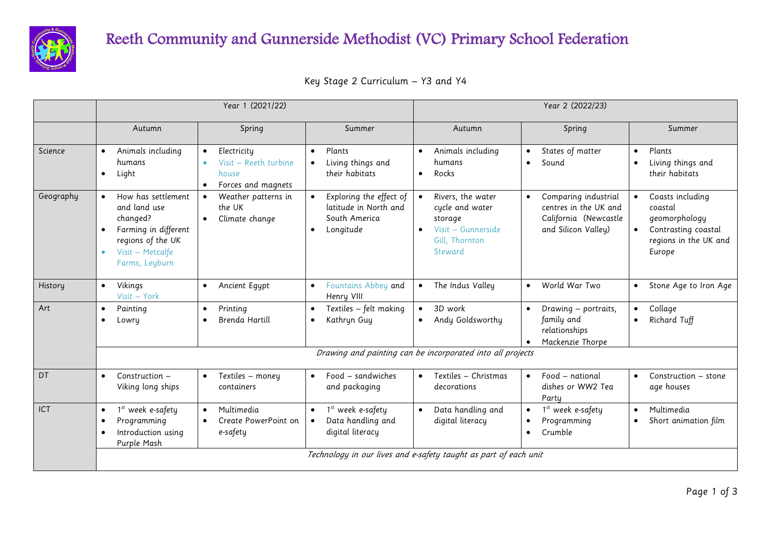# Reeth Community and Gunnerside Methodist (VC) Primary School Federation

## Key Stage 2 Curriculum – Y3 and Y4

| | Year 1 (2021/22) | | | Year 2 (2022/23) | | |
|---|---|---|---|---|---|---|
| | Autumn | Spring | Summer | Autumn | Spring | Summer |
| Science | • Animals including humans<br>• Light | • Electricity<br>• Visit – Reeth turbine house<br>• Forces and magnets | • Plants<br>• Living things and their habitats | • Animals including humans<br>• Rocks | • States of matter<br>• Sound | • Plants<br>• Living things and their habitats |
| Geography | • How has settlement and land use changed?<br>• Farming in different regions of the UK<br>• Visit – Metcalfe Farms, Leyburn | • Weather patterns in the UK<br>• Climate change | • Exploring the effect of latitude in North and South America<br>• Longitude | • Rivers, the water cycle and water storage<br>• Visit – Gunnerside Gill, Thornton Steward | • Comparing industrial centres in the UK and California (Newcastle and Silicon Valley) | • Coasts including coastal geomorphology<br>• Contrasting coastal regions in the UK and Europe |
| History | • Vikings<br>Visit – York | • Ancient Egypt | • Fountains Abbey and Henry VIII | • The Indus Valley | • World War Two | • Stone Age to Iron Age |
| Art | • Painting<br>• Lowry | • Printing<br>• Brenda Hartill | • Textiles – felt making<br>• Kathryn Guy | • 3D work<br>• Andy Goldsworthy | • Drawing – portraits, family and relationships<br>• Mackenzie Thorpe | • Collage<br>• Richard Tuff |
| | *Drawing and painting can be incorporated into all projects* | | | | | |
| DT | • Construction – Viking long ships | • Textiles – money containers | • Food – sandwiches and packaging | • Textiles – Christmas decorations | • Food – national dishes or WW2 Tea Party | • Construction – stone age houses |
| ICT | • 1st week e-safety<br>• Programming<br>• Introduction using Purple Mash | • Multimedia<br>• Create PowerPoint on e-safety | • 1st week e-safety<br>• Data handling and digital literacy | • Data handling and digital literacy | • 1st week e-safety<br>• Programming<br>• Crumble | • Multimedia<br>• Short animation film |
| | *Technology in our lives and e-safety taught as part of each unit* | | | | | |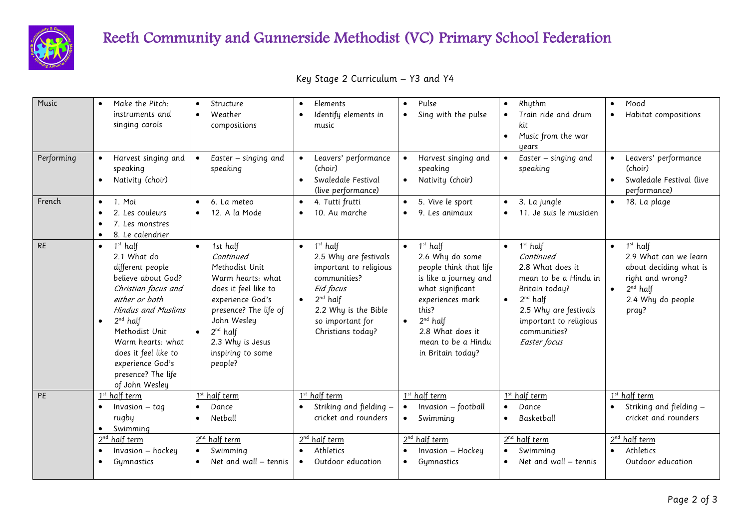# Reeth Community and Gunnerside Methodist (VC) Primary School Federation

Key Stage 2 Curriculum – Y3 and Y4

| | | | | | | |
|---|---|---|---|---|---|---|
| Music | • Make the Pitch: instruments and singing carols | • Structure<br>• Weather compositions | • Elements<br>• Identify elements in music | • Pulse<br>• Sing with the pulse | • Rhythm<br>• Train ride and drum kit<br>• Music from the war years | • Mood<br>• Habitat compositions |
| Performing | • Harvest singing and speaking<br>• Nativity (choir) | • Easter – singing and speaking | • Leavers' performance (choir)<br>• Swaledale Festival (live performance) | • Harvest singing and speaking<br>• Nativity (choir) | • Easter – singing and speaking | • Leavers' performance (choir)<br>• Swaledale Festival (live performance) |
| French | • 1. Moi<br>• 2. Les couleurs<br>• 7. Les monstres<br>• 8. Le calendrier | • 6. La meteo<br>• 12. A la Mode | • 4. Tutti frutti<br>• 10. Au marche | • 5. Vive le sport<br>• 9. Les animaux | • 3. La jungle<br>• 11. Je suis le musicien | • 18. La plage |
| RE | • 1st half 2.1 What do different people believe about God? *Christian focus and either or both Hindus and Muslims*<br>• 2nd half Methodist Unit Warm hearts: what does it feel like to experience God's presence? The life of John Wesley | • 1st half *Continued* Methodist Unit Warm hearts: what does it feel like to experience God's presence? The life of John Wesley<br>• 2nd half 2.3 Why is Jesus inspiring to some people? | • 1st half 2.5 Why are festivals important to religious communities? *Eid focus*<br>• 2nd half 2.2 Why is the Bible so important for Christians today? | • 1st half 2.6 Why do some people think that life is like a journey and what significant experiences mark this?<br>• 2nd half 2.8 What does it mean to be a Hindu in Britain today? | • 1st half *Continued* 2.8 What does it mean to be a Hindu in Britain today?<br>• 2nd half 2.5 Why are festivals important to religious communities? *Easter focus* | • 1st half 2.9 What can we learn about deciding what is right and wrong?<br>• 2nd half 2.4 Why do people pray? |
| PE | <u>1st half term</u><br>• Invasion – tag rugby<br>• Swimming | <u>1st half term</u><br>• Dance<br>• Netball | <u>1st half term</u><br>• Striking and fielding – cricket and rounders | <u>1st half term</u><br>• Invasion – football<br>• Swimming | <u>1st half term</u><br>• Dance<br>• Basketball | <u>1st half term</u><br>• Striking and fielding – cricket and rounders |
| | <u>2nd half term</u><br>• Invasion – hockey<br>• Gymnastics | <u>2nd half term</u><br>• Swimming<br>• Net and wall – tennis | <u>2nd half term</u><br>• Athletics<br>• Outdoor education | <u>2nd half term</u><br>• Invasion – Hockey<br>• Gymnastics | <u>2nd half term</u><br>• Swimming<br>• Net and wall – tennis | <u>2nd half term</u><br>• Athletics<br>Outdoor education |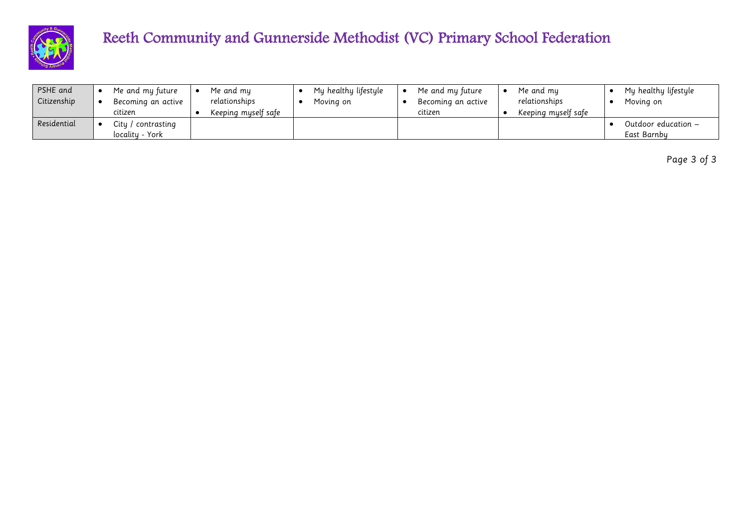# Reeth Community and Gunnerside Methodist (VC) Primary School Federation

| | | | | | | |
|---|---|---|---|---|---|---|
| PSHE and Citizenship | • Me and my future<br>• Becoming an active citizen | • Me and my relationships<br>• Keeping myself safe | • My healthy lifestyle<br>• Moving on | • Me and my future<br>• Becoming an active citizen | • Me and my relationships<br>• Keeping myself safe | • My healthy lifestyle<br>• Moving on |
| Residential | • City / contrasting locality - York | | | | | • Outdoor education – East Barnby |